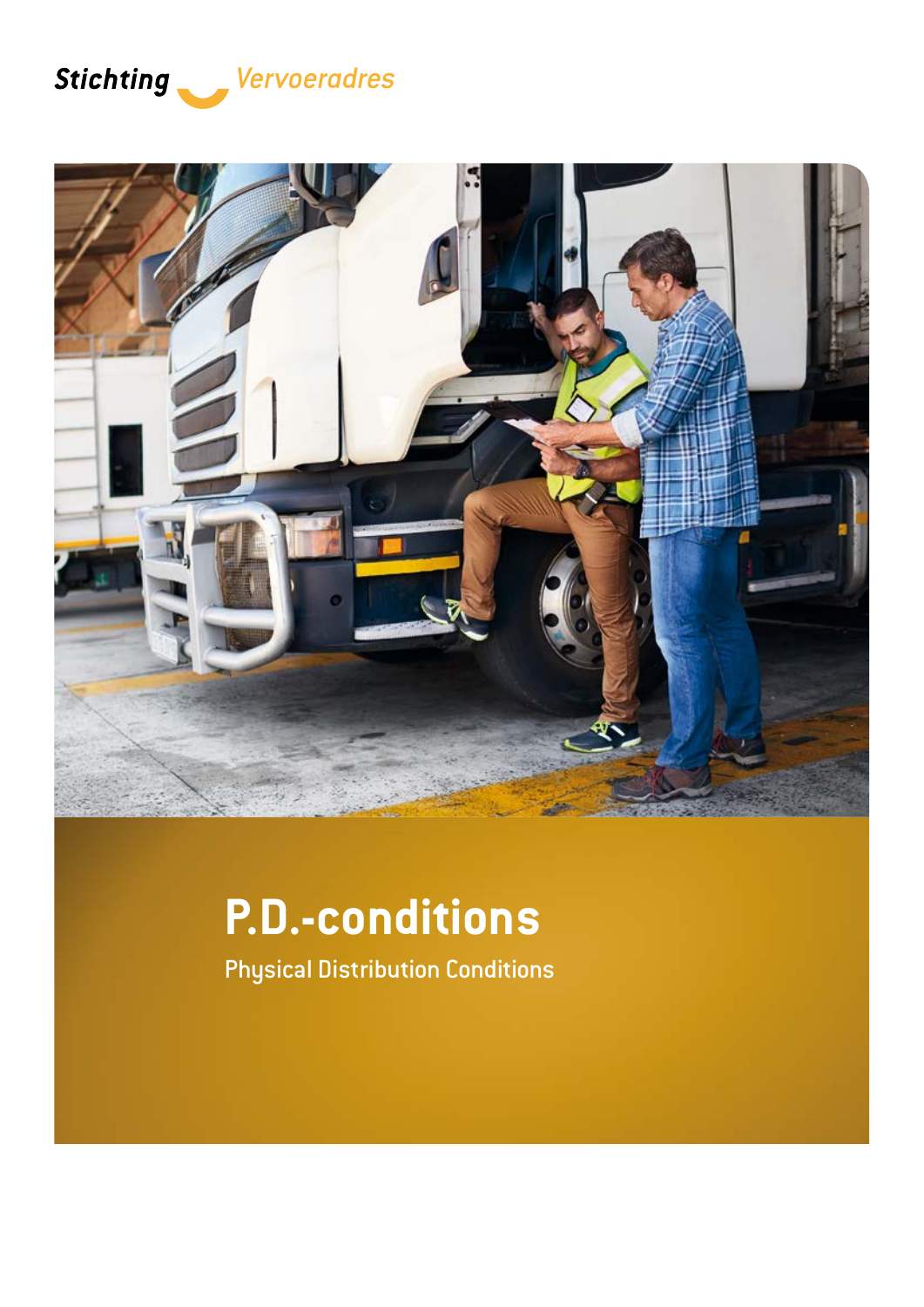Stichting Vervoeradres

# P.D.-conditions

Physical Distribution Conditions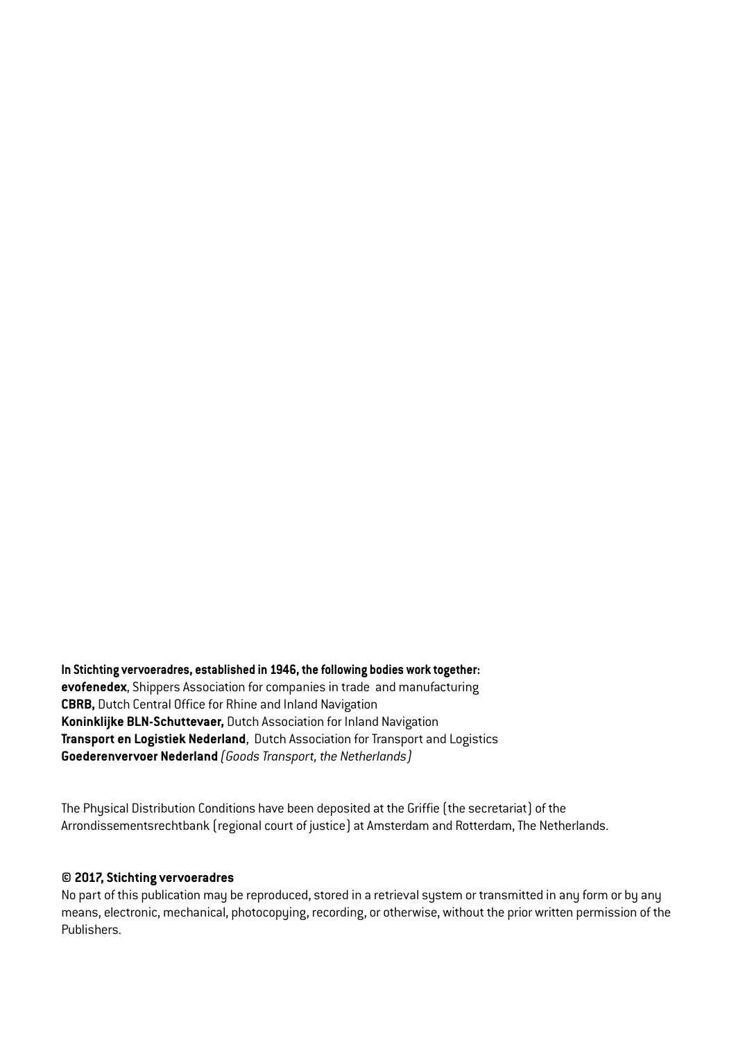**In Stichting vervoeradres, established in 1946, the following bodies work together:**
**evofenedex**, Shippers Association for companies in trade and manufacturing
**CBRB,** Dutch Central Office for Rhine and Inland Navigation
**Koninklijke BLN-Schuttevaer,** Dutch Association for Inland Navigation
**Transport en Logistiek Nederland**, Dutch Association for Transport and Logistics
**Goederenvervoer Nederland** *(Goods Transport, the Netherlands)*

The Physical Distribution Conditions have been deposited at the Griffie (the secretariat) of the Arrondissementsrechtbank (regional court of justice) at Amsterdam and Rotterdam, The Netherlands.

**© 2017, Stichting vervoeradres**
No part of this publication may be reproduced, stored in a retrieval system or transmitted in any form or by any means, electronic, mechanical, photocopying, recording, or otherwise, without the prior written permission of the Publishers.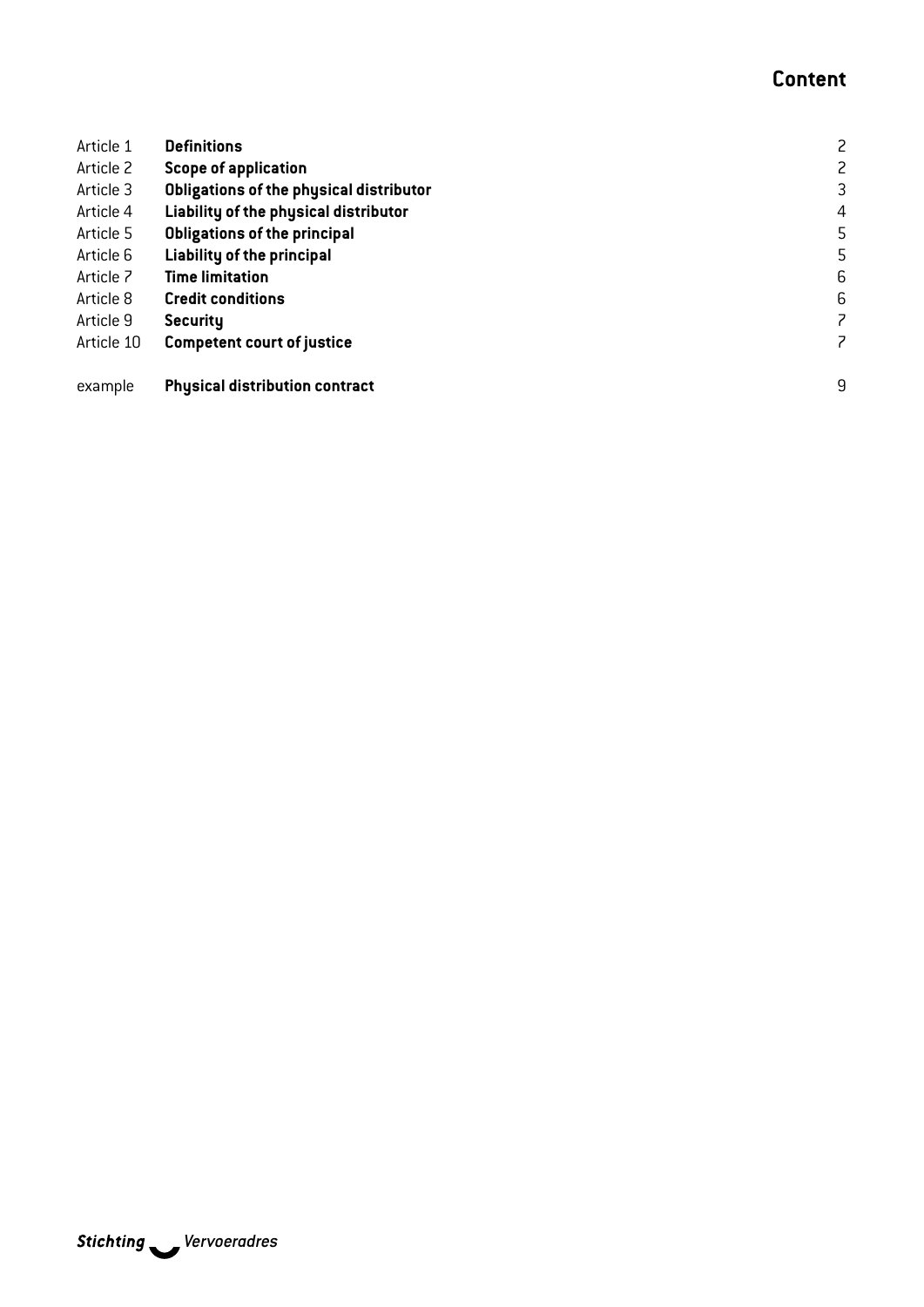# Content

| | | |
|---|---|---|
| Article 1 | **Definitions** | 2 |
| Article 2 | **Scope of application** | 2 |
| Article 3 | **Obligations of the physical distributor** | 3 |
| Article 4 | **Liability of the physical distributor** | 4 |
| Article 5 | **Obligations of the principal** | 5 |
| Article 6 | **Liability of the principal** | 5 |
| Article 7 | **Time limitation** | 6 |
| Article 8 | **Credit conditions** | 6 |
| Article 9 | **Security** | 7 |
| Article 10 | **Competent court of justice** | 7 |
| example | **Physical distribution contract** | 9 |

*Stichting Vervoeradres*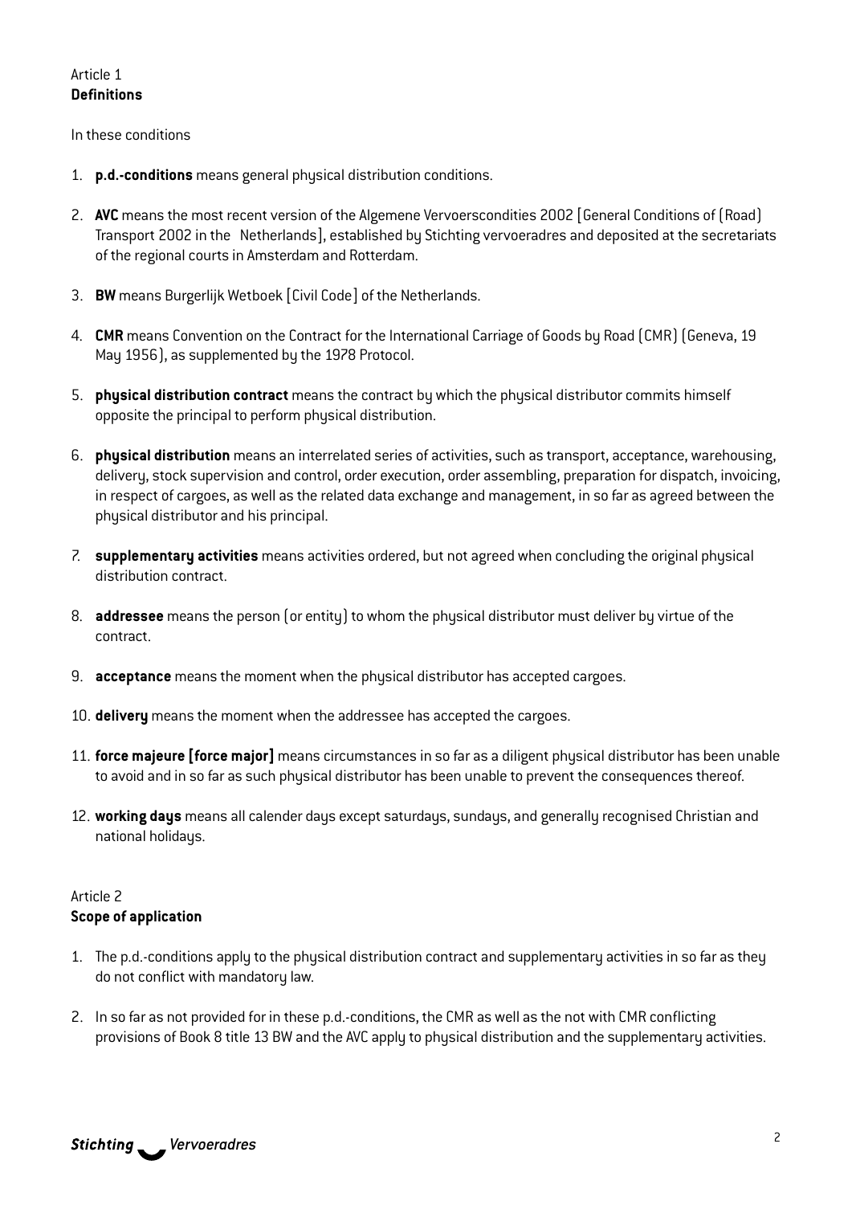Article 1
**Definitions**

In these conditions

1. **p.d.-conditions** means general physical distribution conditions.

2. **AVC** means the most recent version of the Algemene Vervoerscondities 2002 [General Conditions of (Road) Transport 2002 in the Netherlands], established by Stichting vervoeradres and deposited at the secretariats of the regional courts in Amsterdam and Rotterdam.

3. **BW** means Burgerlijk Wetboek [Civil Code] of the Netherlands.

4. **CMR** means Convention on the Contract for the International Carriage of Goods by Road (CMR) (Geneva, 19 May 1956), as supplemented by the 1978 Protocol.

5. **physical distribution contract** means the contract by which the physical distributor commits himself opposite the principal to perform physical distribution.

6. **physical distribution** means an interrelated series of activities, such as transport, acceptance, warehousing, delivery, stock supervision and control, order execution, order assembling, preparation for dispatch, invoicing, in respect of cargoes, as well as the related data exchange and management, in so far as agreed between the physical distributor and his principal.

7. **supplementary activities** means activities ordered, but not agreed when concluding the original physical distribution contract.

8. **addressee** means the person (or entity) to whom the physical distributor must deliver by virtue of the contract.

9. **acceptance** means the moment when the physical distributor has accepted cargoes.

10. **delivery** means the moment when the addressee has accepted the cargoes.

11. **force majeure [force major]** means circumstances in so far as a diligent physical distributor has been unable to avoid and in so far as such physical distributor has been unable to prevent the consequences thereof.

12. **working days** means all calender days except saturdays, sundays, and generally recognised Christian and national holidays.

Article 2
**Scope of application**

1. The p.d.-conditions apply to the physical distribution contract and supplementary activities in so far as they do not conflict with mandatory law.

2. In so far as not provided for in these p.d.-conditions, the CMR as well as the not with CMR conflicting provisions of Book 8 title 13 BW and the AVC apply to physical distribution and the supplementary activities.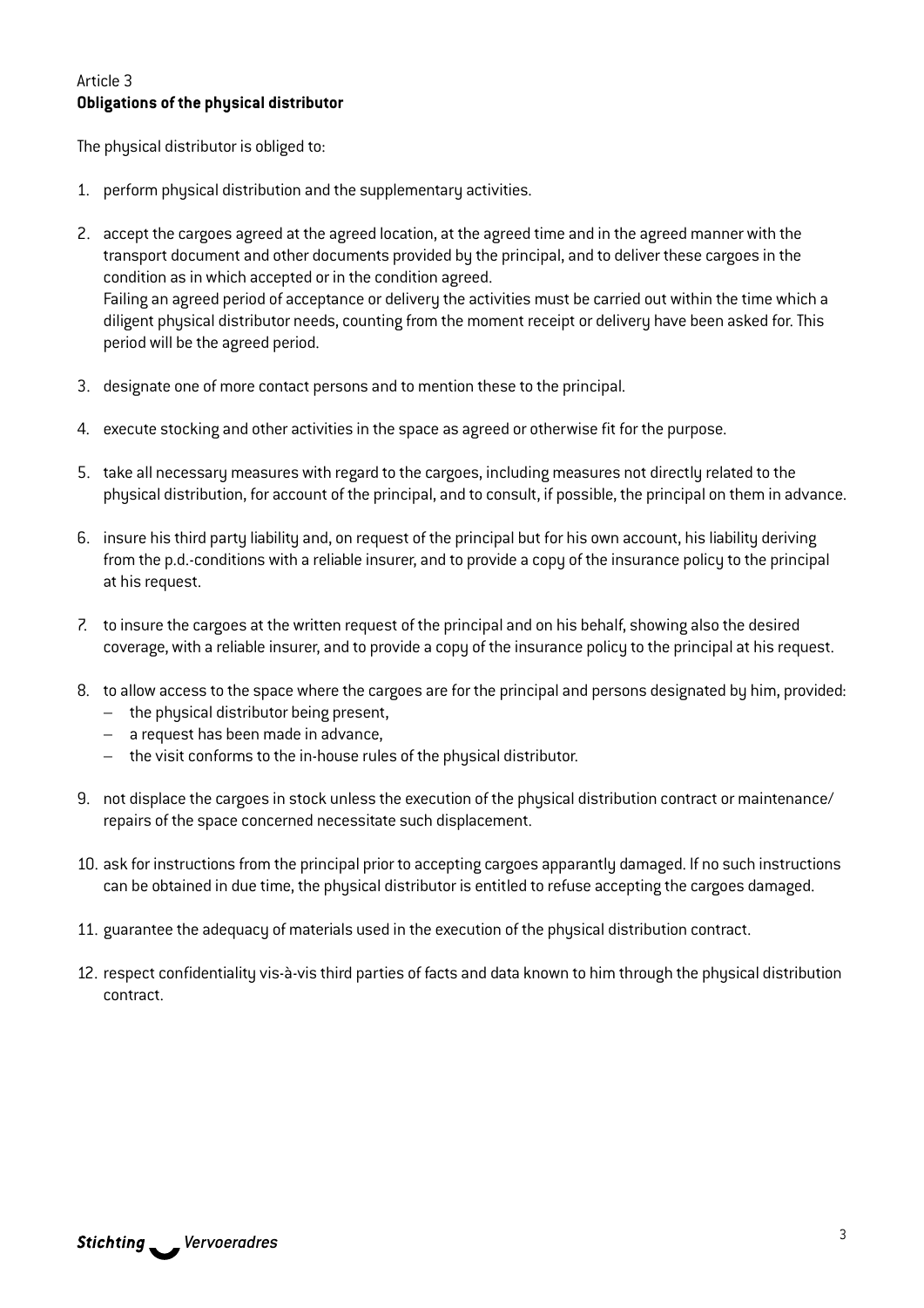Article 3
**Obligations of the physical distributor**

The physical distributor is obliged to:

1. perform physical distribution and the supplementary activities.

2. accept the cargoes agreed at the agreed location, at the agreed time and in the agreed manner with the transport document and other documents provided by the principal, and to deliver these cargoes in the condition as in which accepted or in the condition agreed.
   Failing an agreed period of acceptance or delivery the activities must be carried out within the time which a diligent physical distributor needs, counting from the moment receipt or delivery have been asked for. This period will be the agreed period.

3. designate one of more contact persons and to mention these to the principal.

4. execute stocking and other activities in the space as agreed or otherwise fit for the purpose.

5. take all necessary measures with regard to the cargoes, including measures not directly related to the physical distribution, for account of the principal, and to consult, if possible, the principal on them in advance.

6. insure his third party liability and, on request of the principal but for his own account, his liability deriving from the p.d.-conditions with a reliable insurer, and to provide a copy of the insurance policy to the principal at his request.

7. to insure the cargoes at the written request of the principal and on his behalf, showing also the desired coverage, with a reliable insurer, and to provide a copy of the insurance policy to the principal at his request.

8. to allow access to the space where the cargoes are for the principal and persons designated by him, provided:
   - the physical distributor being present,
   - a request has been made in advance,
   - the visit conforms to the in-house rules of the physical distributor.

9. not displace the cargoes in stock unless the execution of the physical distribution contract or maintenance/ repairs of the space concerned necessitate such displacement.

10. ask for instructions from the principal prior to accepting cargoes apparantly damaged. If no such instructions can be obtained in due time, the physical distributor is entitled to refuse accepting the cargoes damaged.

11. guarantee the adequacy of materials used in the execution of the physical distribution contract.

12. respect confidentiality vis-à-vis third parties of facts and data known to him through the physical distribution contract.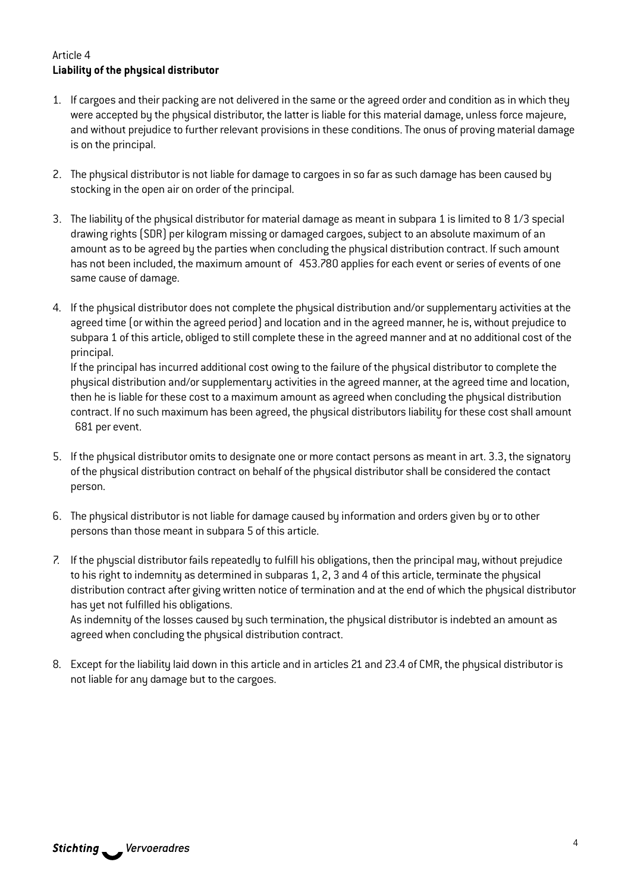Article 4
**Liability of the physical distributor**

1. If cargoes and their packing are not delivered in the same or the agreed order and condition as in which they were accepted by the physical distributor, the latter is liable for this material damage, unless force majeure, and without prejudice to further relevant provisions in these conditions. The onus of proving material damage is on the principal.

2. The physical distributor is not liable for damage to cargoes in so far as such damage has been caused by stocking in the open air on order of the principal.

3. The liability of the physical distributor for material damage as meant in subpara 1 is limited to 8 1/3 special drawing rights (SDR) per kilogram missing or damaged cargoes, subject to an absolute maximum of an amount as to be agreed by the parties when concluding the physical distribution contract. If such amount has not been included, the maximum amount of  453.780 applies for each event or series of events of one same cause of damage.

4. If the physical distributor does not complete the physical distribution and/or supplementary activities at the agreed time (or within the agreed period) and location and in the agreed manner, he is, without prejudice to subpara 1 of this article, obliged to still complete these in the agreed manner and at no additional cost of the principal.
   If the principal has incurred additional cost owing to the failure of the physical distributor to complete the physical distribution and/or supplementary activities in the agreed manner, at the agreed time and location, then he is liable for these cost to a maximum amount as agreed when concluding the physical distribution contract. If no such maximum has been agreed, the physical distributors liability for these cost shall amount  681 per event.

5. If the physical distributor omits to designate one or more contact persons as meant in art. 3.3, the signatory of the physical distribution contract on behalf of the physical distributor shall be considered the contact person.

6. The physical distributor is not liable for damage caused by information and orders given by or to other persons than those meant in subpara 5 of this article.

7. If the physcial distributor fails repeatedly to fulfill his obligations, then the principal may, without prejudice to his right to indemnity as determined in subparas 1, 2, 3 and 4 of this article, terminate the physical distribution contract after giving written notice of termination and at the end of which the physical distributor has yet not fulfilled his obligations.
   As indemnity of the losses caused by such termination, the physical distributor is indebted an amount as agreed when concluding the physical distribution contract.

8. Except for the liability laid down in this article and in articles 21 and 23.4 of CMR, the physical distributor is not liable for any damage but to the cargoes.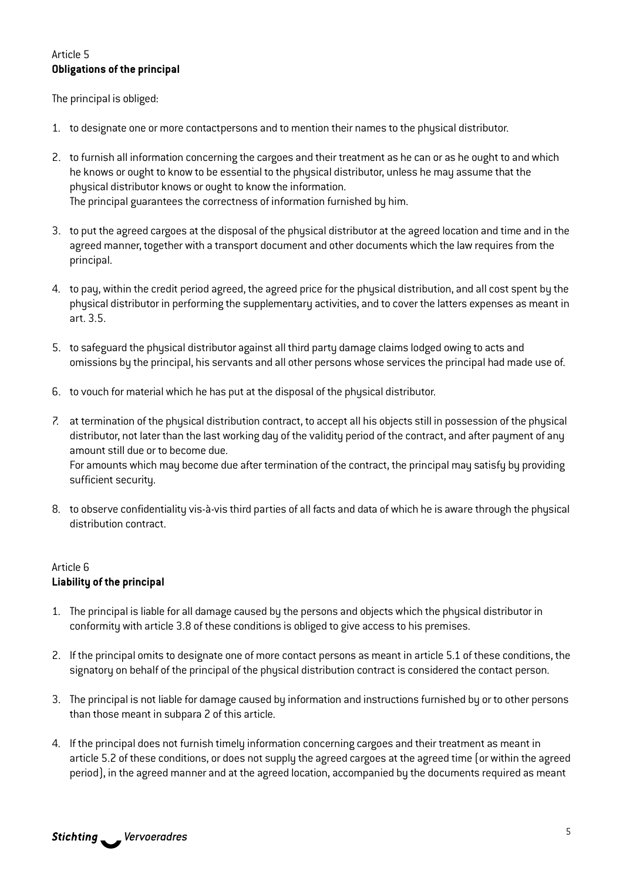Article 5
**Obligations of the principal**

The principal is obliged:

1. to designate one or more contactpersons and to mention their names to the physical distributor.
2. to furnish all information concerning the cargoes and their treatment as he can or as he ought to and which he knows or ought to know to be essential to the physical distributor, unless he may assume that the physical distributor knows or ought to know the information.
   The principal guarantees the correctness of information furnished by him.
3. to put the agreed cargoes at the disposal of the physical distributor at the agreed location and time and in the agreed manner, together with a transport document and other documents which the law requires from the principal.
4. to pay, within the credit period agreed, the agreed price for the physical distribution, and all cost spent by the physical distributor in performing the supplementary activities, and to cover the latters expenses as meant in art. 3.5.
5. to safeguard the physical distributor against all third party damage claims lodged owing to acts and omissions by the principal, his servants and all other persons whose services the principal had made use of.
6. to vouch for material which he has put at the disposal of the physical distributor.
7. at termination of the physical distribution contract, to accept all his objects still in possession of the physical distributor, not later than the last working day of the validity period of the contract, and after payment of any amount still due or to become due.
   For amounts which may become due after termination of the contract, the principal may satisfy by providing sufficient security.
8. to observe confidentiality vis-à-vis third parties of all facts and data of which he is aware through the physical distribution contract.

Article 6
**Liability of the principal**

1. The principal is liable for all damage caused by the persons and objects which the physical distributor in conformity with article 3.8 of these conditions is obliged to give access to his premises.
2. If the principal omits to designate one of more contact persons as meant in article 5.1 of these conditions, the signatory on behalf of the principal of the physical distribution contract is considered the contact person.
3. The principal is not liable for damage caused by information and instructions furnished by or to other persons than those meant in subpara 2 of this article.
4. If the principal does not furnish timely information concerning cargoes and their treatment as meant in article 5.2 of these conditions, or does not supply the agreed cargoes at the agreed time (or within the agreed period), in the agreed manner and at the agreed location, accompanied by the documents required as meant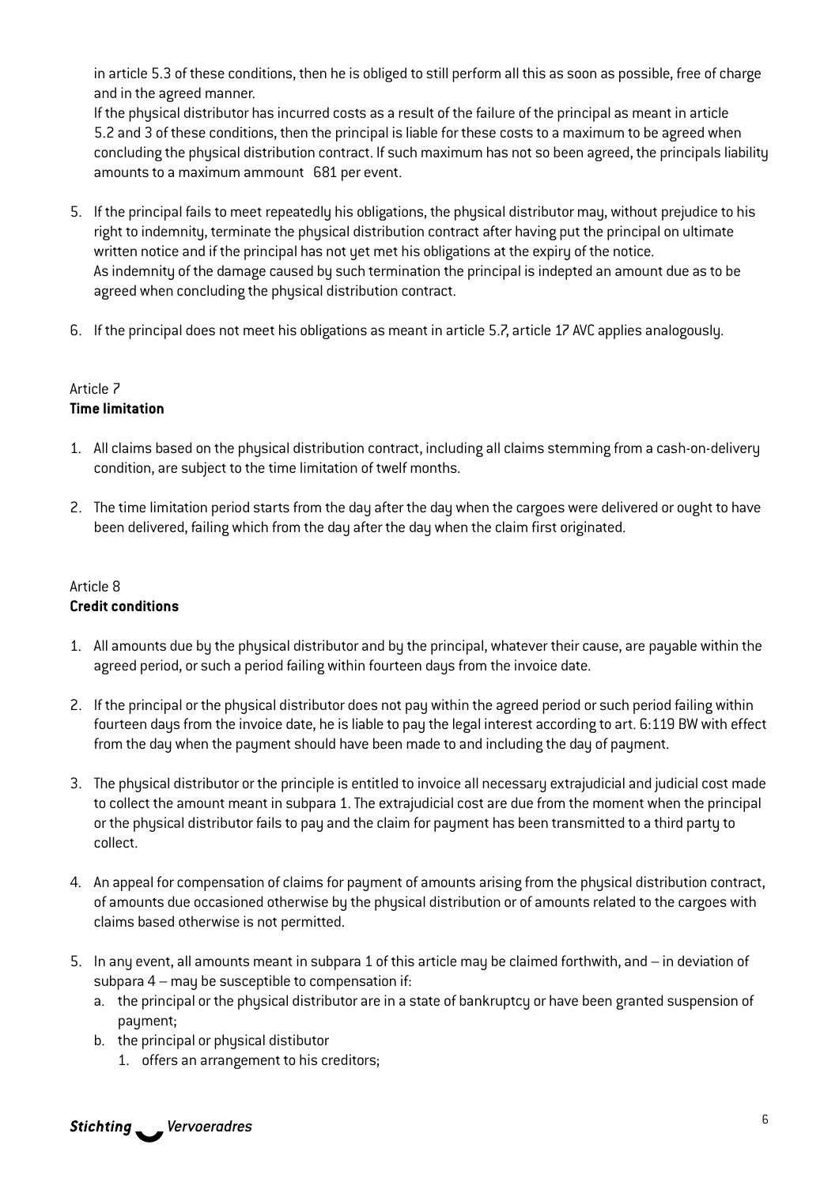in article 5.3 of these conditions, then he is obliged to still perform all this as soon as possible, free of charge and in the agreed manner.
If the physical distributor has incurred costs as a result of the failure of the principal as meant in article 5.2 and 3 of these conditions, then the principal is liable for these costs to a maximum to be agreed when concluding the physical distribution contract. If such maximum has not so been agreed, the principals liability amounts to a maximum ammount  681 per event.

5. If the principal fails to meet repeatedly his obligations, the physical distributor may, without prejudice to his right to indemnity, terminate the physical distribution contract after having put the principal on ultimate written notice and if the principal has not yet met his obligations at the expiry of the notice.
As indemnity of the damage caused by such termination the principal is indepted an amount due as to be agreed when concluding the physical distribution contract.

6. If the principal does not meet his obligations as meant in article 5.7, article 17 AVC applies analogously.

Article 7
**Time limitation**

1. All claims based on the physical distribution contract, including all claims stemming from a cash-on-delivery condition, are subject to the time limitation of twelf months.

2. The time limitation period starts from the day after the day when the cargoes were delivered or ought to have been delivered, failing which from the day after the day when the claim first originated.

Article 8
**Credit conditions**

1. All amounts due by the physical distributor and by the principal, whatever their cause, are payable within the agreed period, or such a period failing within fourteen days from the invoice date.

2. If the principal or the physical distributor does not pay within the agreed period or such period failing within fourteen days from the invoice date, he is liable to pay the legal interest according to art. 6:119 BW with effect from the day when the payment should have been made to and including the day of payment.

3. The physical distributor or the principle is entitled to invoice all necessary extrajudicial and judicial cost made to collect the amount meant in subpara 1. The extrajudicial cost are due from the moment when the principal or the physical distributor fails to pay and the claim for payment has been transmitted to a third party to collect.

4. An appeal for compensation of claims for payment of amounts arising from the physical distribution contract, of amounts due occasioned otherwise by the physical distribution or of amounts related to the cargoes with claims based otherwise is not permitted.

5. In any event, all amounts meant in subpara 1 of this article may be claimed forthwith, and – in deviation of subpara 4 – may be susceptible to compensation if:
   a. the principal or the physical distributor are in a state of bankruptcy or have been granted suspension of payment;
   b. the principal or physical distibutor
      1. offers an arrangement to his creditors;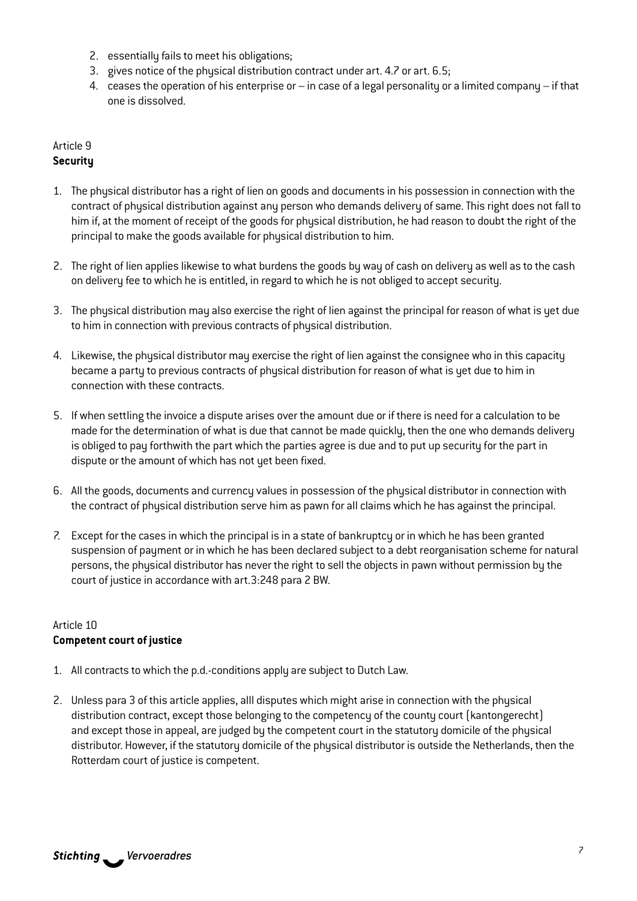2. essentially fails to meet his obligations;
3. gives notice of the physical distribution contract under art. 4.7 or art. 6.5;
4. ceases the operation of his enterprise or – in case of a legal personality or a limited company – if that one is dissolved.

Article 9
**Security**

1. The physical distributor has a right of lien on goods and documents in his possession in connection with the contract of physical distribution against any person who demands delivery of same. This right does not fall to him if, at the moment of receipt of the goods for physical distribution, he had reason to doubt the right of the principal to make the goods available for physical distribution to him.

2. The right of lien applies likewise to what burdens the goods by way of cash on delivery as well as to the cash on delivery fee to which he is entitled, in regard to which he is not obliged to accept security.

3. The physical distribution may also exercise the right of lien against the principal for reason of what is yet due to him in connection with previous contracts of physical distribution.

4. Likewise, the physical distributor may exercise the right of lien against the consignee who in this capacity became a party to previous contracts of physical distribution for reason of what is yet due to him in connection with these contracts.

5. If when settling the invoice a dispute arises over the amount due or if there is need for a calculation to be made for the determination of what is due that cannot be made quickly, then the one who demands delivery is obliged to pay forthwith the part which the parties agree is due and to put up security for the part in dispute or the amount of which has not yet been fixed.

6. All the goods, documents and currency values in possession of the physical distributor in connection with the contract of physical distribution serve him as pawn for all claims which he has against the principal.

7. Except for the cases in which the principal is in a state of bankruptcy or in which he has been granted suspension of payment or in which he has been declared subject to a debt reorganisation scheme for natural persons, the physical distributor has never the right to sell the objects in pawn without permission by the court of justice in accordance with art.3:248 para 2 BW.

Article 10
**Competent court of justice**

1. All contracts to which the p.d.-conditions apply are subject to Dutch Law.

2. Unless para 3 of this article applies, alll disputes which might arise in connection with the physical distribution contract, except those belonging to the competency of the county court (kantongerecht) and except those in appeal, are judged by the competent court in the statutory domicile of the physical distributor. However, if the statutory domicile of the physical distributor is outside the Netherlands, then the Rotterdam court of justice is competent.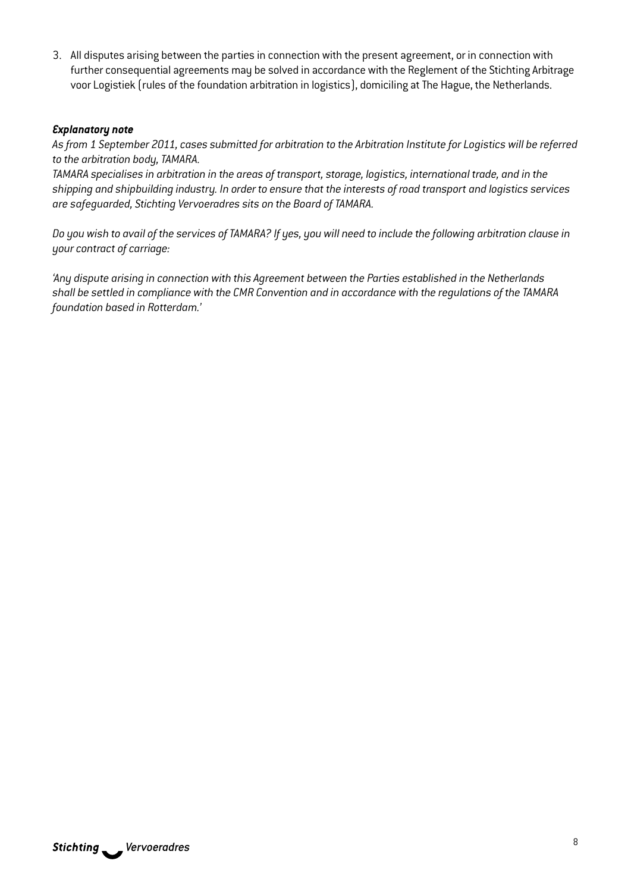3. All disputes arising between the parties in connection with the present agreement, or in connection with further consequential agreements may be solved in accordance with the Reglement of the Stichting Arbitrage voor Logistiek (rules of the foundation arbitration in logistics), domiciling at The Hague, the Netherlands.

***Explanatory note***

*As from 1 September 2011, cases submitted for arbitration to the Arbitration Institute for Logistics will be referred to the arbitration body, TAMARA.*

*TAMARA specialises in arbitration in the areas of transport, storage, logistics, international trade, and in the shipping and shipbuilding industry. In order to ensure that the interests of road transport and logistics services are safeguarded, Stichting Vervoeradres sits on the Board of TAMARA.*

*Do you wish to avail of the services of TAMARA? If yes, you will need to include the following arbitration clause in your contract of carriage:*

*'Any dispute arising in connection with this Agreement between the Parties established in the Netherlands shall be settled in compliance with the CMR Convention and in accordance with the regulations of the TAMARA foundation based in Rotterdam.'*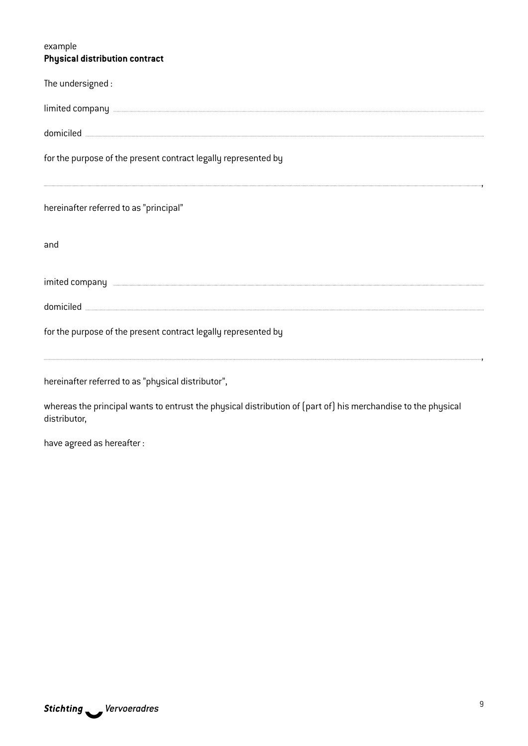example
**Physical distribution contract**

The undersigned :

limited company ..............................................................................................................................................

domiciled ..............................................................................................................................................

for the purpose of the present contract legally represented by

..............................................................................................................................................,

hereinafter referred to as "principal"

and

imited company ..............................................................................................................................................

domiciled ..............................................................................................................................................

for the purpose of the present contract legally represented by

..............................................................................................................................................,

hereinafter referred to as "physical distributor",

whereas the principal wants to entrust the physical distribution of (part of) his merchandise to the physical distributor,

have agreed as hereafter :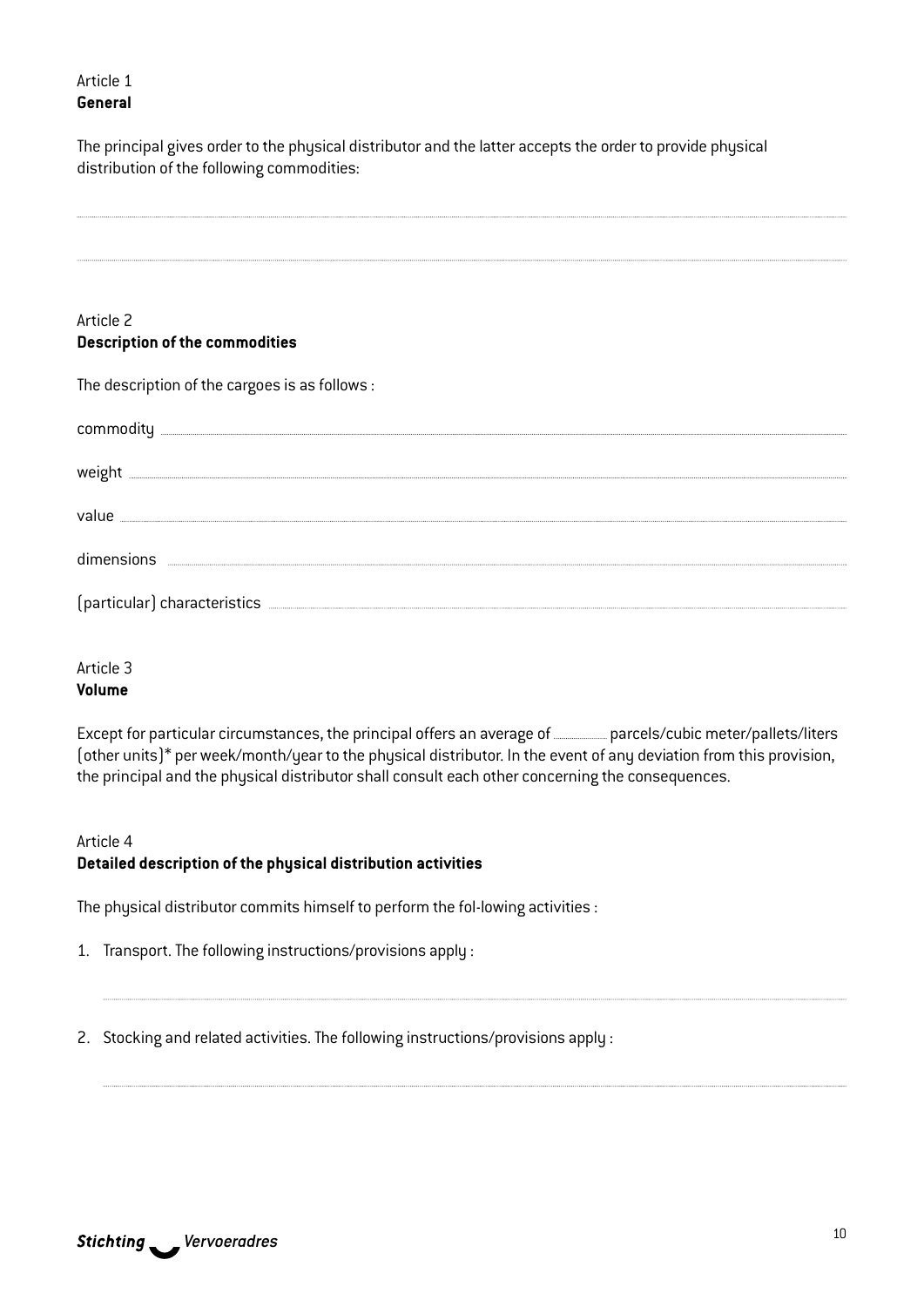Article 1
**General**

The principal gives order to the physical distributor and the latter accepts the order to provide physical distribution of the following commodities:

..........................................................................................................................................................................................

..........................................................................................................................................................................................

Article 2
**Description of the commodities**

The description of the cargoes is as follows :

commodity ............................................................................................................................................................................

weight ..................................................................................................................................................................................

value ....................................................................................................................................................................................

dimensions ..........................................................................................................................................................................

(particular) characteristics ..............................................................................................................................................

Article 3
**Volume**

Except for particular circumstances, the principal offers an average of .............. parcels/cubic meter/pallets/liters (other units)* per week/month/year to the physical distributor. In the event of any deviation from this provision, the principal and the physical distributor shall consult each other concerning the consequences.

Article 4
**Detailed description of the physical distribution activities**

The physical distributor commits himself to perform the fol-lowing activities :

1. Transport. The following instructions/provisions apply :

   ..................................................................................................................................................................................

2. Stocking and related activities. The following instructions/provisions apply :

   ..................................................................................................................................................................................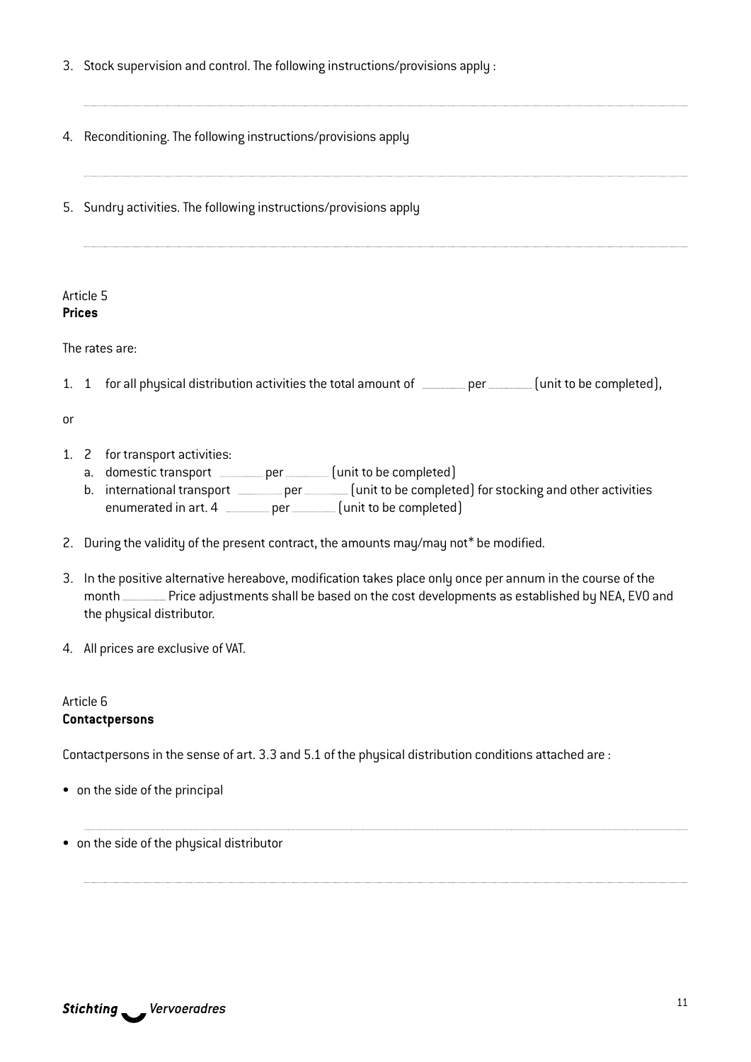3. Stock supervision and control. The following instructions/provisions apply :

   ..................................................................................................................................................................

4. Reconditioning. The following instructions/provisions apply

   ..................................................................................................................................................................

5. Sundry activities. The following instructions/provisions apply

   ..................................................................................................................................................................

Article 5
**Prices**

The rates are:

1. 1 for all physical distribution activities the total amount of .............. per .............. (unit to be completed),

or

1. 2 for transport activities:
   a. domestic transport .............. per .............. (unit to be completed)
   b. international transport .............. per .............. (unit to be completed) for stocking and other activities enumerated in art. 4 .............. per .............. (unit to be completed)

2. During the validity of the present contract, the amounts may/may not* be modified.

3. In the positive alternative hereabove, modification takes place only once per annum in the course of the month .............. Price adjustments shall be based on the cost developments as established by NEA, EVO and the physical distributor.

4. All prices are exclusive of VAT.

Article 6
**Contactpersons**

Contactpersons in the sense of art. 3.3 and 5.1 of the physical distribution conditions attached are :

- on the side of the principal

  ..................................................................................................................................................................

- on the side of the physical distributor

  ..................................................................................................................................................................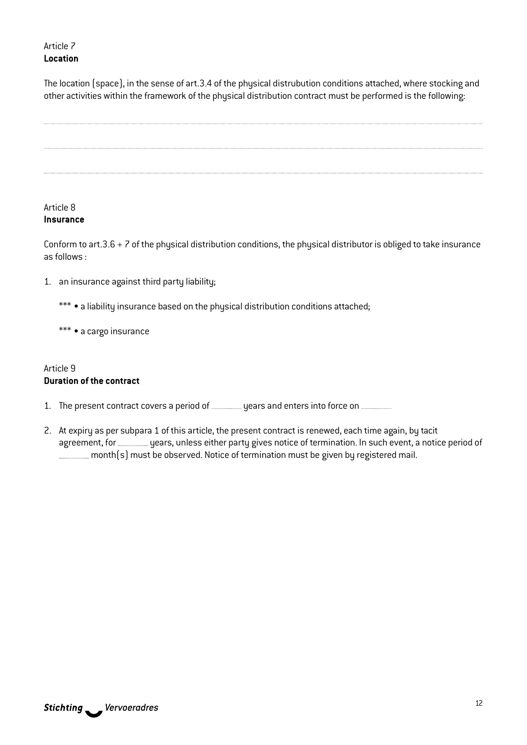Article 7
**Location**

The location (space), in the sense of art.3.4 of the physical distrubution conditions attached, where stocking and other activities within the framework of the physical distribution contract must be performed is the following:

..........................................................................................................................................................................

..........................................................................................................................................................................

..........................................................................................................................................................................

Article 8
**Insurance**

Conform to art.3.6 + 7 of the physical distribution conditions, the physical distributor is obliged to take insurance as follows :

1. an insurance against third party liability;

   *** • a liability insurance based on the physical distribution conditions attached;

   *** • a cargo insurance

Article 9
**Duration of the contract**

1. The present contract covers a period of .............. years and enters into force on ..............

2. At expiry as per subpara 1 of this article, the present contract is renewed, each time again, by tacit agreement, for .............. years, unless either party gives notice of termination. In such event, a notice period of .............. month(s) must be observed. Notice of termination must be given by registered mail.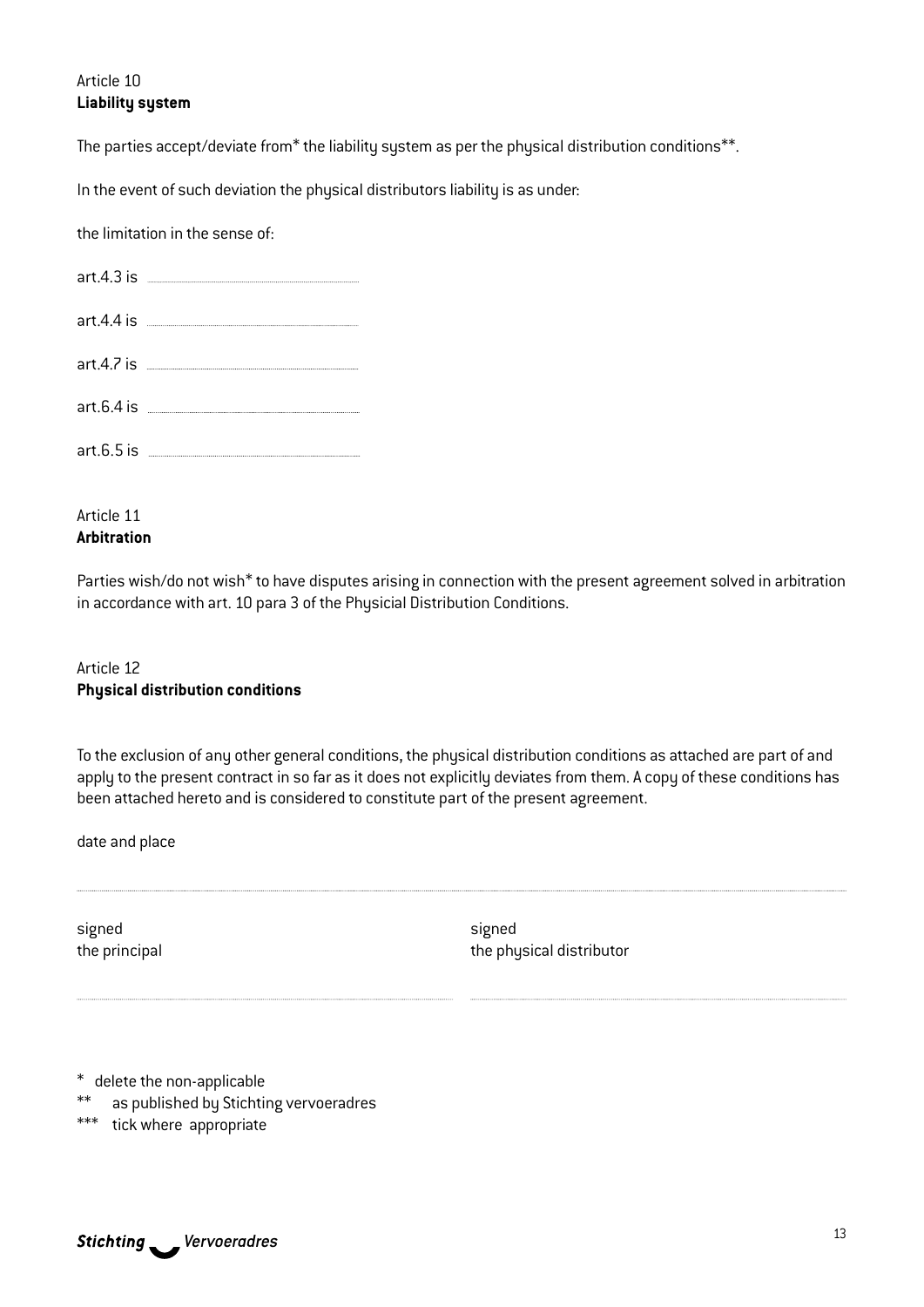Article 10
**Liability system**

The parties accept/deviate from* the liability system as per the physical distribution conditions**.

In the event of such deviation the physical distributors liability is as under:

the limitation in the sense of:

art.4.3 is ..................................................

art.4.4 is ..................................................

art.4.7 is ..................................................

art.6.4 is ..................................................

art.6.5 is ..................................................

Article 11
**Arbitration**

Parties wish/do not wish* to have disputes arising in connection with the present agreement solved in arbitration in accordance with art. 10 para 3 of the Physicial Distribution Conditions.

Article 12
**Physical distribution conditions**

To the exclusion of any other general conditions, the physical distribution conditions as attached are part of and apply to the present contract in so far as it does not explicitly deviates from them. A copy of these conditions has been attached hereto and is considered to constitute part of the present agreement.

date and place

..................................................................................................................................................

signed
the principal

..................................................

signed
the physical distributor

..................................................

\* delete the non-applicable
** as published by Stichting vervoeradres
*** tick where appropriate

*Stichting Vervoeradres*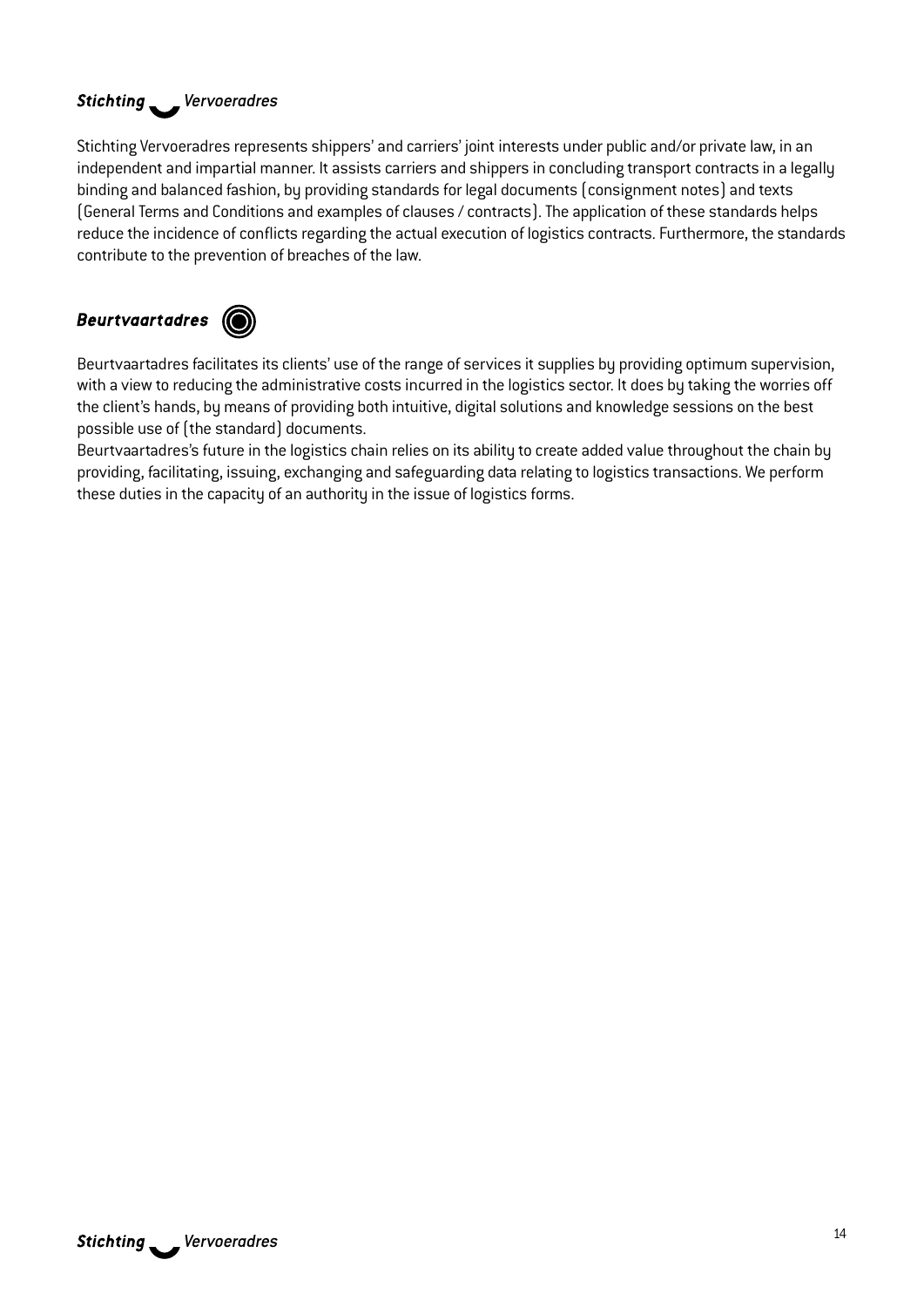## *Stichting Vervoeradres*

Stichting Vervoeradres represents shippers' and carriers' joint interests under public and/or private law, in an independent and impartial manner. It assists carriers and shippers in concluding transport contracts in a legally binding and balanced fashion, by providing standards for legal documents (consignment notes) and texts (General Terms and Conditions and examples of clauses / contracts). The application of these standards helps reduce the incidence of conflicts regarding the actual execution of logistics contracts. Furthermore, the standards contribute to the prevention of breaches of the law.

## *Beurtvaartadres*

Beurtvaartadres facilitates its clients' use of the range of services it supplies by providing optimum supervision, with a view to reducing the administrative costs incurred in the logistics sector. It does by taking the worries off the client's hands, by means of providing both intuitive, digital solutions and knowledge sessions on the best possible use of (the standard) documents.
Beurtvaartadres's future in the logistics chain relies on its ability to create added value throughout the chain by providing, facilitating, issuing, exchanging and safeguarding data relating to logistics transactions. We perform these duties in the capacity of an authority in the issue of logistics forms.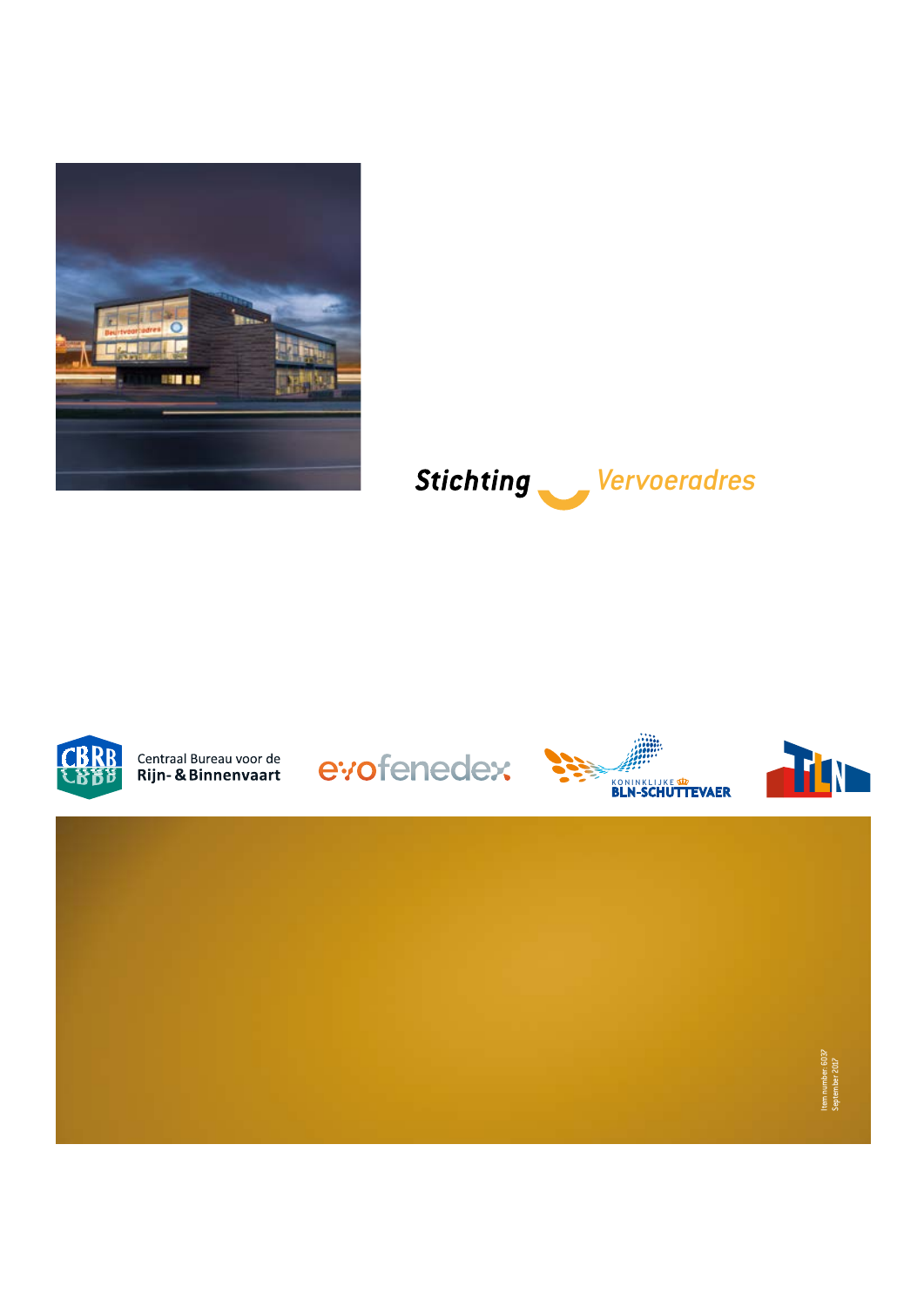Stichting Vervoeradres

Centraal Bureau voor de
Rijn- & Binnenvaart

evofenedex

KONINKLIJKE
BLN-SCHUTTEVAER

Item number 6037
September 2017